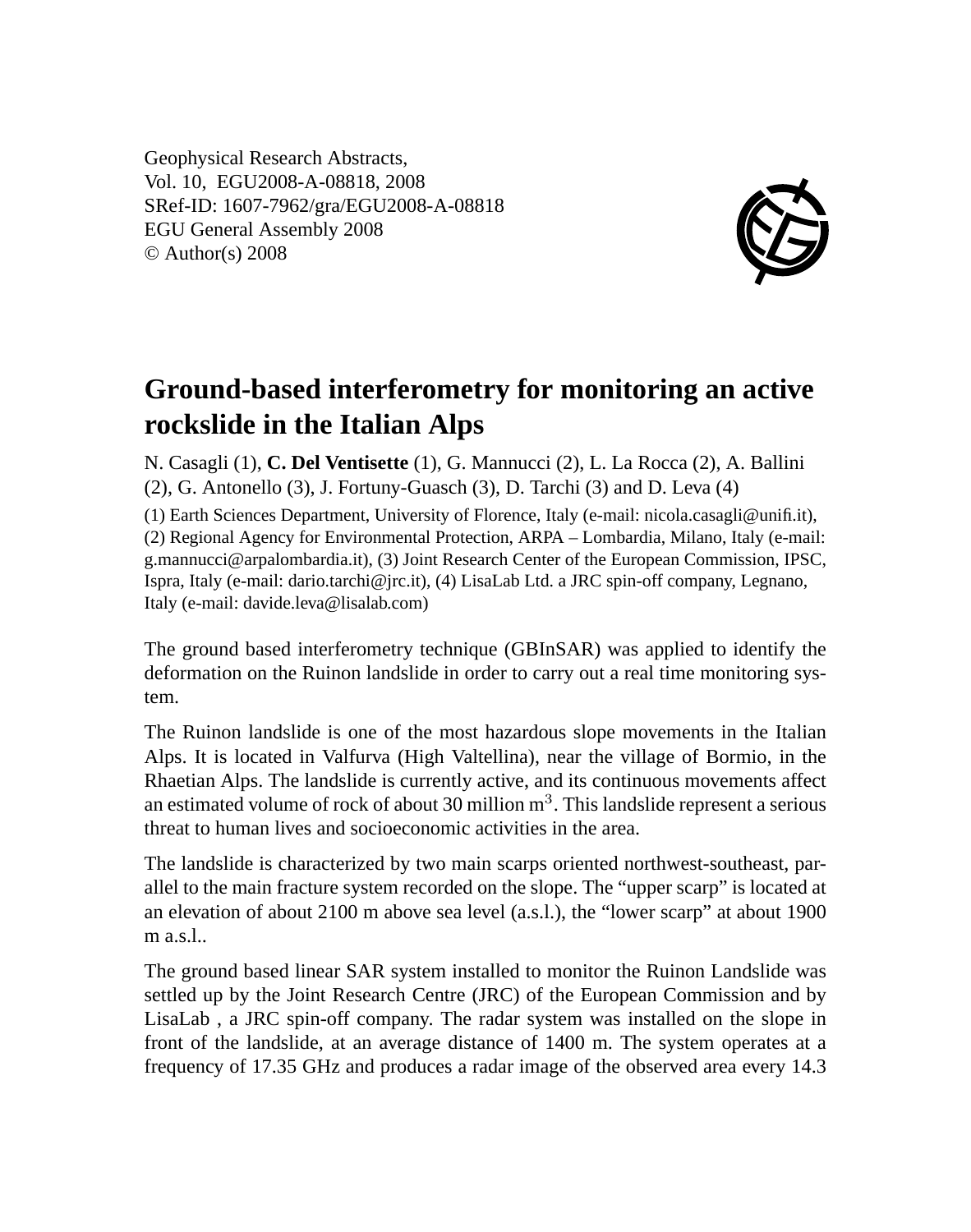Geophysical Research Abstracts,
Vol. 10, EGU2008-A-08818, 2008
SRef-ID: 1607-7962/gra/EGU2008-A-08818
EGU General Assembly 2008
© Author(s) 2008

# Ground-based interferometry for monitoring an active rockslide in the Italian Alps

N. Casagli (1), **C. Del Ventisette** (1), G. Mannucci (2), L. La Rocca (2), A. Ballini (2), G. Antonello (3), J. Fortuny-Guasch (3), D. Tarchi (3) and D. Leva (4)

(1) Earth Sciences Department, University of Florence, Italy (e-mail: nicola.casagli@unifi.it), (2) Regional Agency for Environmental Protection, ARPA – Lombardia, Milano, Italy (e-mail: g.mannucci@arpalombardia.it), (3) Joint Research Center of the European Commission, IPSC, Ispra, Italy (e-mail: dario.tarchi@jrc.it), (4) LisaLab Ltd. a JRC spin-off company, Legnano, Italy (e-mail: davide.leva@lisalab.com)

The ground based interferometry technique (GBInSAR) was applied to identify the deformation on the Ruinon landslide in order to carry out a real time monitoring system.

The Ruinon landslide is one of the most hazardous slope movements in the Italian Alps. It is located in Valfurva (High Valtellina), near the village of Bormio, in the Rhaetian Alps. The landslide is currently active, and its continuous movements affect an estimated volume of rock of about 30 million $m^3$. This landslide represent a serious threat to human lives and socioeconomic activities in the area.

The landslide is characterized by two main scarps oriented northwest-southeast, parallel to the main fracture system recorded on the slope. The "upper scarp" is located at an elevation of about 2100 m above sea level (a.s.l.), the "lower scarp" at about 1900 m a.s.l..

The ground based linear SAR system installed to monitor the Ruinon Landslide was settled up by the Joint Research Centre (JRC) of the European Commission and by LisaLab , a JRC spin-off company. The radar system was installed on the slope in front of the landslide, at an average distance of 1400 m. The system operates at a frequency of 17.35 GHz and produces a radar image of the observed area every 14.3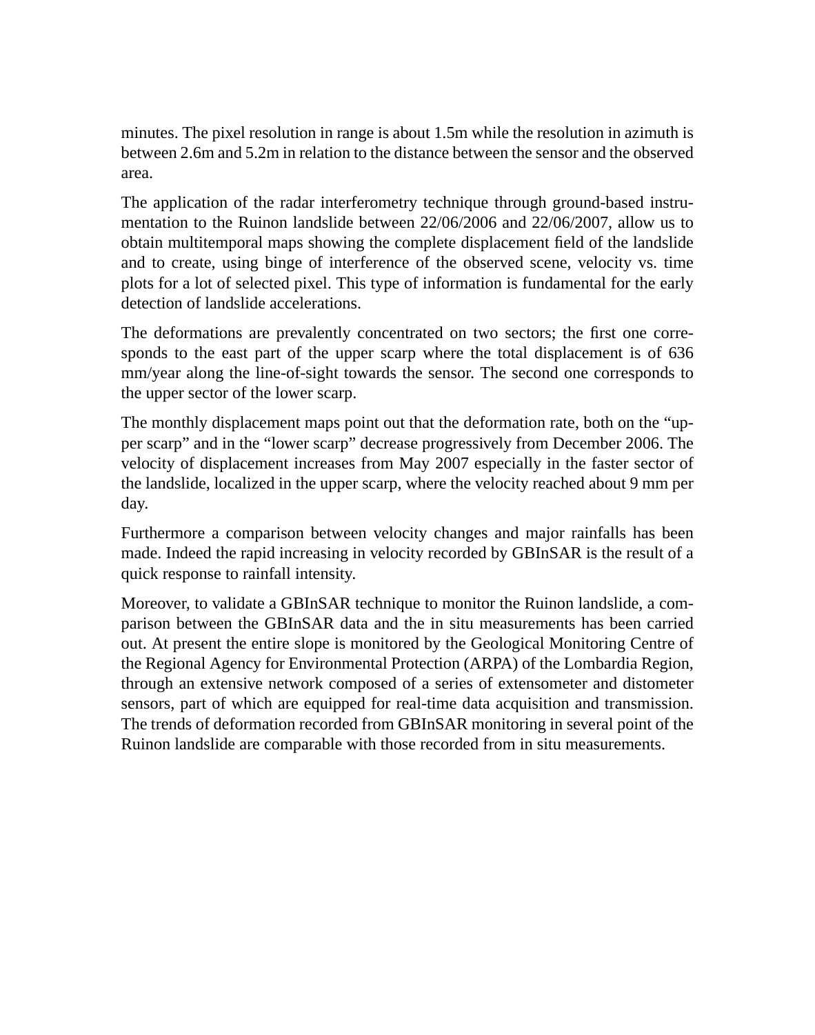minutes. The pixel resolution in range is about 1.5m while the resolution in azimuth is between 2.6m and 5.2m in relation to the distance between the sensor and the observed area.

The application of the radar interferometry technique through ground-based instrumentation to the Ruinon landslide between 22/06/2006 and 22/06/2007, allow us to obtain multitemporal maps showing the complete displacement field of the landslide and to create, using binge of interference of the observed scene, velocity vs. time plots for a lot of selected pixel. This type of information is fundamental for the early detection of landslide accelerations.

The deformations are prevalently concentrated on two sectors; the first one corresponds to the east part of the upper scarp where the total displacement is of 636 mm/year along the line-of-sight towards the sensor. The second one corresponds to the upper sector of the lower scarp.

The monthly displacement maps point out that the deformation rate, both on the "upper scarp" and in the "lower scarp" decrease progressively from December 2006. The velocity of displacement increases from May 2007 especially in the faster sector of the landslide, localized in the upper scarp, where the velocity reached about 9 mm per day.

Furthermore a comparison between velocity changes and major rainfalls has been made. Indeed the rapid increasing in velocity recorded by GBInSAR is the result of a quick response to rainfall intensity.

Moreover, to validate a GBInSAR technique to monitor the Ruinon landslide, a comparison between the GBInSAR data and the in situ measurements has been carried out. At present the entire slope is monitored by the Geological Monitoring Centre of the Regional Agency for Environmental Protection (ARPA) of the Lombardia Region, through an extensive network composed of a series of extensometer and distometer sensors, part of which are equipped for real-time data acquisition and transmission. The trends of deformation recorded from GBInSAR monitoring in several point of the Ruinon landslide are comparable with those recorded from in situ measurements.